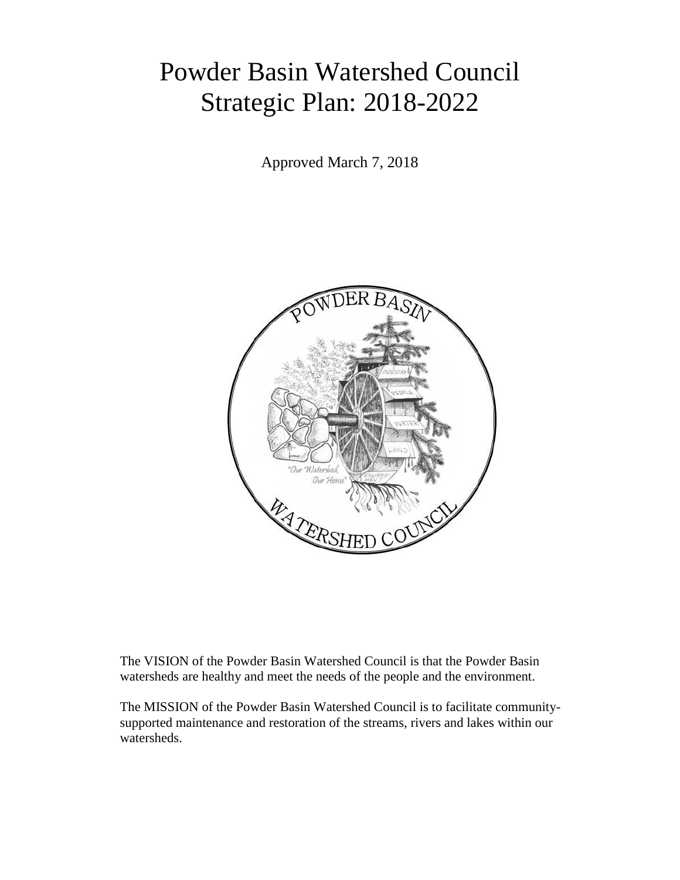# Powder Basin Watershed Council Strategic Plan: 2018-2022

Approved March 7, 2018

The VISION of the Powder Basin Watershed Council is that the Powder Basin watersheds are healthy and meet the needs of the people and the environment.

The MISSION of the Powder Basin Watershed Council is to facilitate community-supported maintenance and restoration of the streams, rivers and lakes within our watersheds.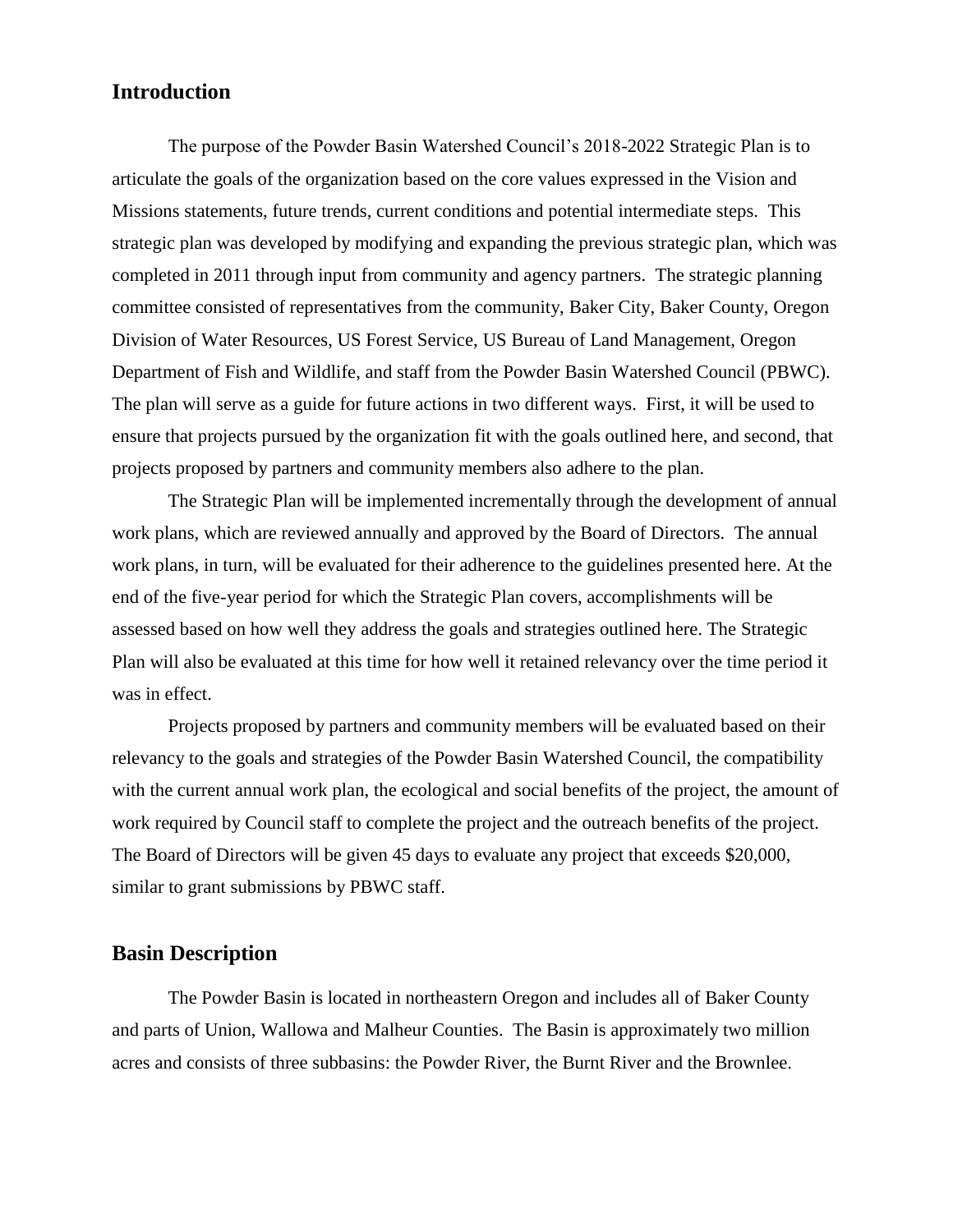## Introduction

The purpose of the Powder Basin Watershed Council's 2018-2022 Strategic Plan is to articulate the goals of the organization based on the core values expressed in the Vision and Missions statements, future trends, current conditions and potential intermediate steps. This strategic plan was developed by modifying and expanding the previous strategic plan, which was completed in 2011 through input from community and agency partners. The strategic planning committee consisted of representatives from the community, Baker City, Baker County, Oregon Division of Water Resources, US Forest Service, US Bureau of Land Management, Oregon Department of Fish and Wildlife, and staff from the Powder Basin Watershed Council (PBWC). The plan will serve as a guide for future actions in two different ways. First, it will be used to ensure that projects pursued by the organization fit with the goals outlined here, and second, that projects proposed by partners and community members also adhere to the plan.

The Strategic Plan will be implemented incrementally through the development of annual work plans, which are reviewed annually and approved by the Board of Directors. The annual work plans, in turn, will be evaluated for their adherence to the guidelines presented here. At the end of the five-year period for which the Strategic Plan covers, accomplishments will be assessed based on how well they address the goals and strategies outlined here. The Strategic Plan will also be evaluated at this time for how well it retained relevancy over the time period it was in effect.

Projects proposed by partners and community members will be evaluated based on their relevancy to the goals and strategies of the Powder Basin Watershed Council, the compatibility with the current annual work plan, the ecological and social benefits of the project, the amount of work required by Council staff to complete the project and the outreach benefits of the project. The Board of Directors will be given 45 days to evaluate any project that exceeds $20,000, similar to grant submissions by PBWC staff.

## Basin Description

The Powder Basin is located in northeastern Oregon and includes all of Baker County and parts of Union, Wallowa and Malheur Counties. The Basin is approximately two million acres and consists of three subbasins: the Powder River, the Burnt River and the Brownlee.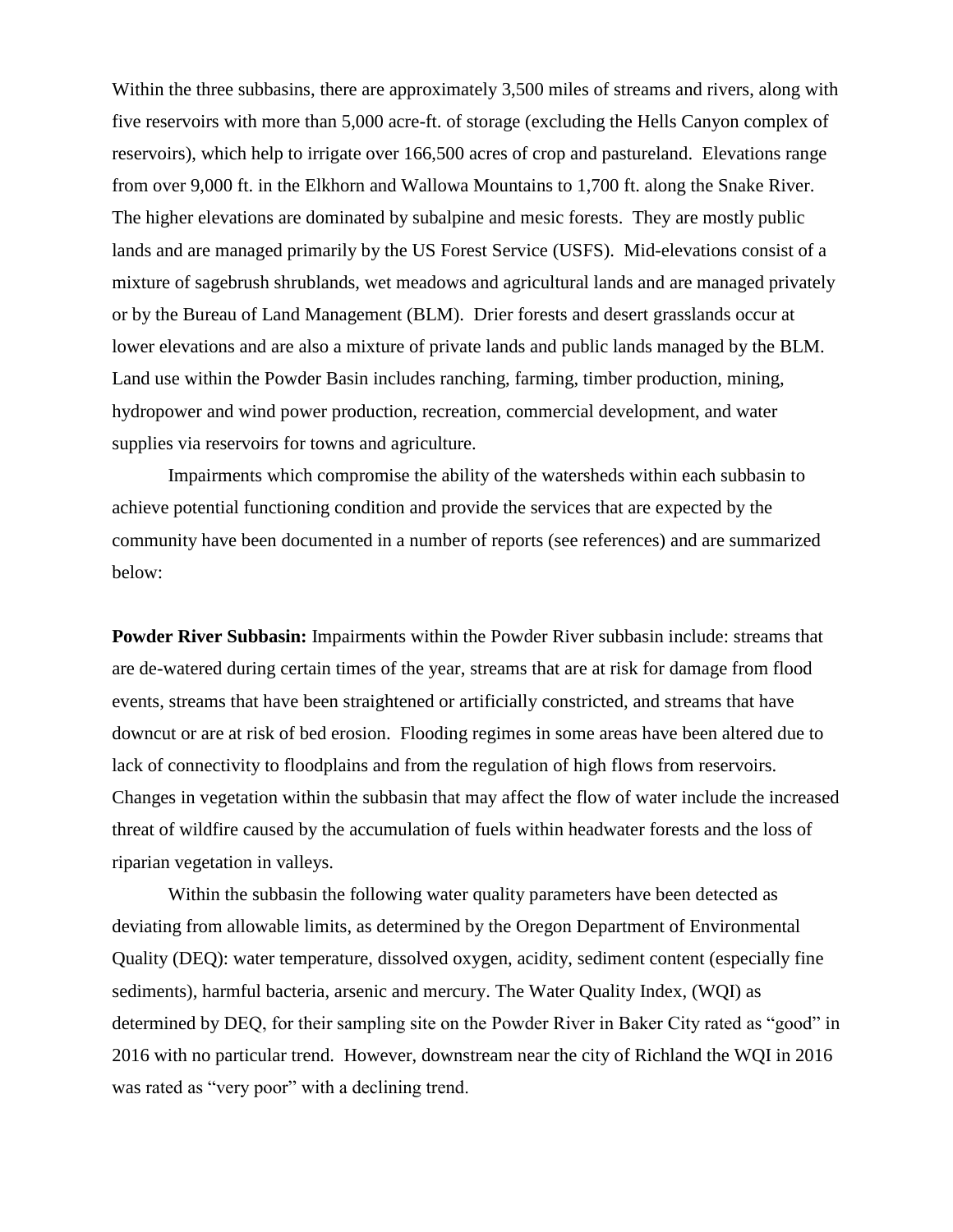Within the three subbasins, there are approximately 3,500 miles of streams and rivers, along with five reservoirs with more than 5,000 acre-ft. of storage (excluding the Hells Canyon complex of reservoirs), which help to irrigate over 166,500 acres of crop and pastureland. Elevations range from over 9,000 ft. in the Elkhorn and Wallowa Mountains to 1,700 ft. along the Snake River. The higher elevations are dominated by subalpine and mesic forests. They are mostly public lands and are managed primarily by the US Forest Service (USFS). Mid-elevations consist of a mixture of sagebrush shrublands, wet meadows and agricultural lands and are managed privately or by the Bureau of Land Management (BLM). Drier forests and desert grasslands occur at lower elevations and are also a mixture of private lands and public lands managed by the BLM. Land use within the Powder Basin includes ranching, farming, timber production, mining, hydropower and wind power production, recreation, commercial development, and water supplies via reservoirs for towns and agriculture.

Impairments which compromise the ability of the watersheds within each subbasin to achieve potential functioning condition and provide the services that are expected by the community have been documented in a number of reports (see references) and are summarized below:

**Powder River Subbasin:** Impairments within the Powder River subbasin include: streams that are de-watered during certain times of the year, streams that are at risk for damage from flood events, streams that have been straightened or artificially constricted, and streams that have downcut or are at risk of bed erosion. Flooding regimes in some areas have been altered due to lack of connectivity to floodplains and from the regulation of high flows from reservoirs. Changes in vegetation within the subbasin that may affect the flow of water include the increased threat of wildfire caused by the accumulation of fuels within headwater forests and the loss of riparian vegetation in valleys.

Within the subbasin the following water quality parameters have been detected as deviating from allowable limits, as determined by the Oregon Department of Environmental Quality (DEQ): water temperature, dissolved oxygen, acidity, sediment content (especially fine sediments), harmful bacteria, arsenic and mercury. The Water Quality Index, (WQI) as determined by DEQ, for their sampling site on the Powder River in Baker City rated as "good" in 2016 with no particular trend. However, downstream near the city of Richland the WQI in 2016 was rated as "very poor" with a declining trend.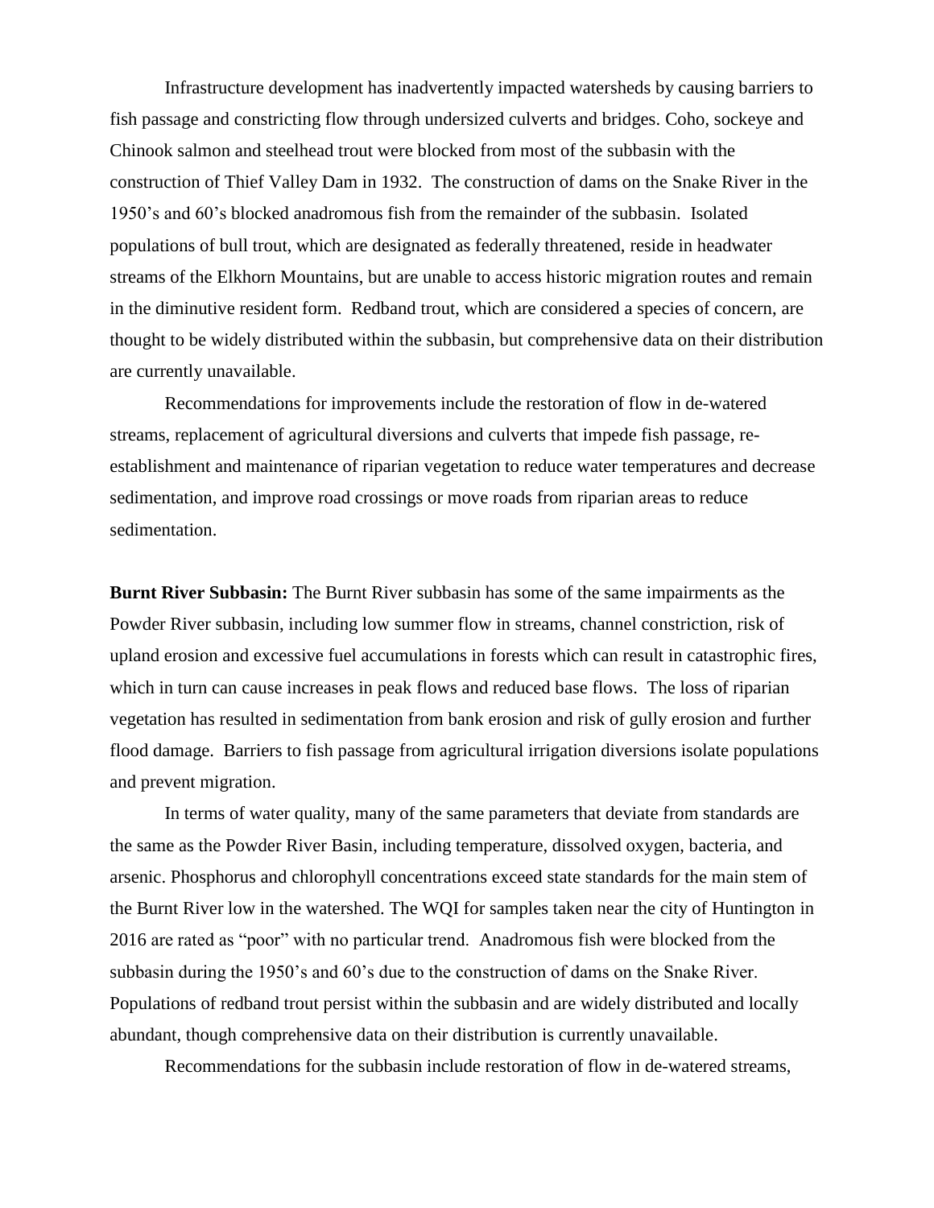Infrastructure development has inadvertently impacted watersheds by causing barriers to fish passage and constricting flow through undersized culverts and bridges. Coho, sockeye and Chinook salmon and steelhead trout were blocked from most of the subbasin with the construction of Thief Valley Dam in 1932. The construction of dams on the Snake River in the 1950's and 60's blocked anadromous fish from the remainder of the subbasin. Isolated populations of bull trout, which are designated as federally threatened, reside in headwater streams of the Elkhorn Mountains, but are unable to access historic migration routes and remain in the diminutive resident form. Redband trout, which are considered a species of concern, are thought to be widely distributed within the subbasin, but comprehensive data on their distribution are currently unavailable.

Recommendations for improvements include the restoration of flow in de-watered streams, replacement of agricultural diversions and culverts that impede fish passage, re-establishment and maintenance of riparian vegetation to reduce water temperatures and decrease sedimentation, and improve road crossings or move roads from riparian areas to reduce sedimentation.

**Burnt River Subbasin:** The Burnt River subbasin has some of the same impairments as the Powder River subbasin, including low summer flow in streams, channel constriction, risk of upland erosion and excessive fuel accumulations in forests which can result in catastrophic fires, which in turn can cause increases in peak flows and reduced base flows. The loss of riparian vegetation has resulted in sedimentation from bank erosion and risk of gully erosion and further flood damage. Barriers to fish passage from agricultural irrigation diversions isolate populations and prevent migration.

In terms of water quality, many of the same parameters that deviate from standards are the same as the Powder River Basin, including temperature, dissolved oxygen, bacteria, and arsenic. Phosphorus and chlorophyll concentrations exceed state standards for the main stem of the Burnt River low in the watershed. The WQI for samples taken near the city of Huntington in 2016 are rated as "poor" with no particular trend. Anadromous fish were blocked from the subbasin during the 1950's and 60's due to the construction of dams on the Snake River. Populations of redband trout persist within the subbasin and are widely distributed and locally abundant, though comprehensive data on their distribution is currently unavailable.

Recommendations for the subbasin include restoration of flow in de-watered streams,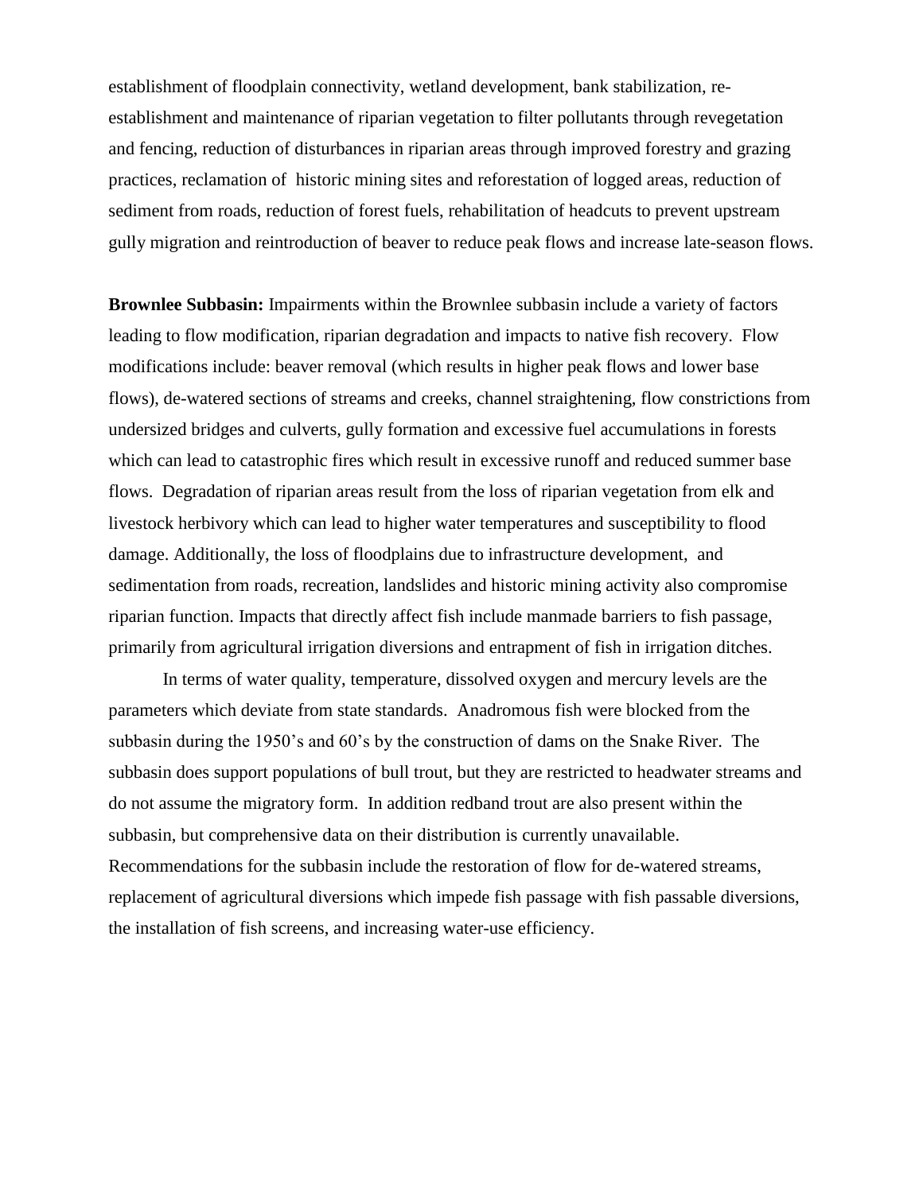establishment of floodplain connectivity, wetland development, bank stabilization, re-establishment and maintenance of riparian vegetation to filter pollutants through revegetation and fencing, reduction of disturbances in riparian areas through improved forestry and grazing practices, reclamation of historic mining sites and reforestation of logged areas, reduction of sediment from roads, reduction of forest fuels, rehabilitation of headcuts to prevent upstream gully migration and reintroduction of beaver to reduce peak flows and increase late-season flows.

**Brownlee Subbasin:** Impairments within the Brownlee subbasin include a variety of factors leading to flow modification, riparian degradation and impacts to native fish recovery. Flow modifications include: beaver removal (which results in higher peak flows and lower base flows), de-watered sections of streams and creeks, channel straightening, flow constrictions from undersized bridges and culverts, gully formation and excessive fuel accumulations in forests which can lead to catastrophic fires which result in excessive runoff and reduced summer base flows. Degradation of riparian areas result from the loss of riparian vegetation from elk and livestock herbivory which can lead to higher water temperatures and susceptibility to flood damage. Additionally, the loss of floodplains due to infrastructure development, and sedimentation from roads, recreation, landslides and historic mining activity also compromise riparian function. Impacts that directly affect fish include manmade barriers to fish passage, primarily from agricultural irrigation diversions and entrapment of fish in irrigation ditches.

In terms of water quality, temperature, dissolved oxygen and mercury levels are the parameters which deviate from state standards. Anadromous fish were blocked from the subbasin during the 1950's and 60's by the construction of dams on the Snake River. The subbasin does support populations of bull trout, but they are restricted to headwater streams and do not assume the migratory form. In addition redband trout are also present within the subbasin, but comprehensive data on their distribution is currently unavailable. Recommendations for the subbasin include the restoration of flow for de-watered streams, replacement of agricultural diversions which impede fish passage with fish passable diversions, the installation of fish screens, and increasing water-use efficiency.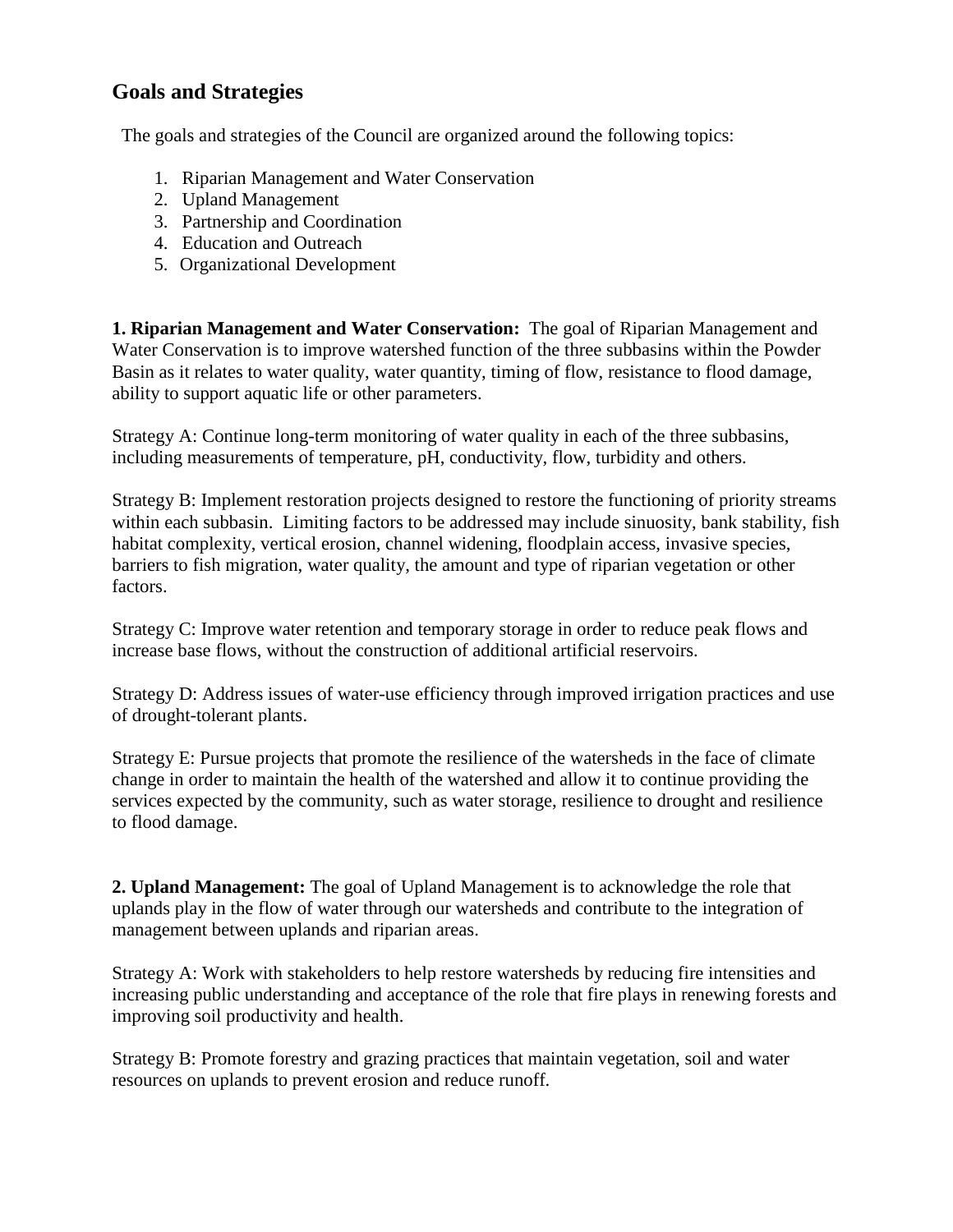## Goals and Strategies

The goals and strategies of the Council are organized around the following topics:

1. Riparian Management and Water Conservation
2. Upland Management
3. Partnership and Coordination
4. Education and Outreach
5. Organizational Development

**1. Riparian Management and Water Conservation:** The goal of Riparian Management and Water Conservation is to improve watershed function of the three subbasins within the Powder Basin as it relates to water quality, water quantity, timing of flow, resistance to flood damage, ability to support aquatic life or other parameters.

Strategy A: Continue long-term monitoring of water quality in each of the three subbasins, including measurements of temperature, pH, conductivity, flow, turbidity and others.

Strategy B: Implement restoration projects designed to restore the functioning of priority streams within each subbasin. Limiting factors to be addressed may include sinuosity, bank stability, fish habitat complexity, vertical erosion, channel widening, floodplain access, invasive species, barriers to fish migration, water quality, the amount and type of riparian vegetation or other factors.

Strategy C: Improve water retention and temporary storage in order to reduce peak flows and increase base flows, without the construction of additional artificial reservoirs.

Strategy D: Address issues of water-use efficiency through improved irrigation practices and use of drought-tolerant plants.

Strategy E: Pursue projects that promote the resilience of the watersheds in the face of climate change in order to maintain the health of the watershed and allow it to continue providing the services expected by the community, such as water storage, resilience to drought and resilience to flood damage.

**2. Upland Management:** The goal of Upland Management is to acknowledge the role that uplands play in the flow of water through our watersheds and contribute to the integration of management between uplands and riparian areas.

Strategy A: Work with stakeholders to help restore watersheds by reducing fire intensities and increasing public understanding and acceptance of the role that fire plays in renewing forests and improving soil productivity and health.

Strategy B: Promote forestry and grazing practices that maintain vegetation, soil and water resources on uplands to prevent erosion and reduce runoff.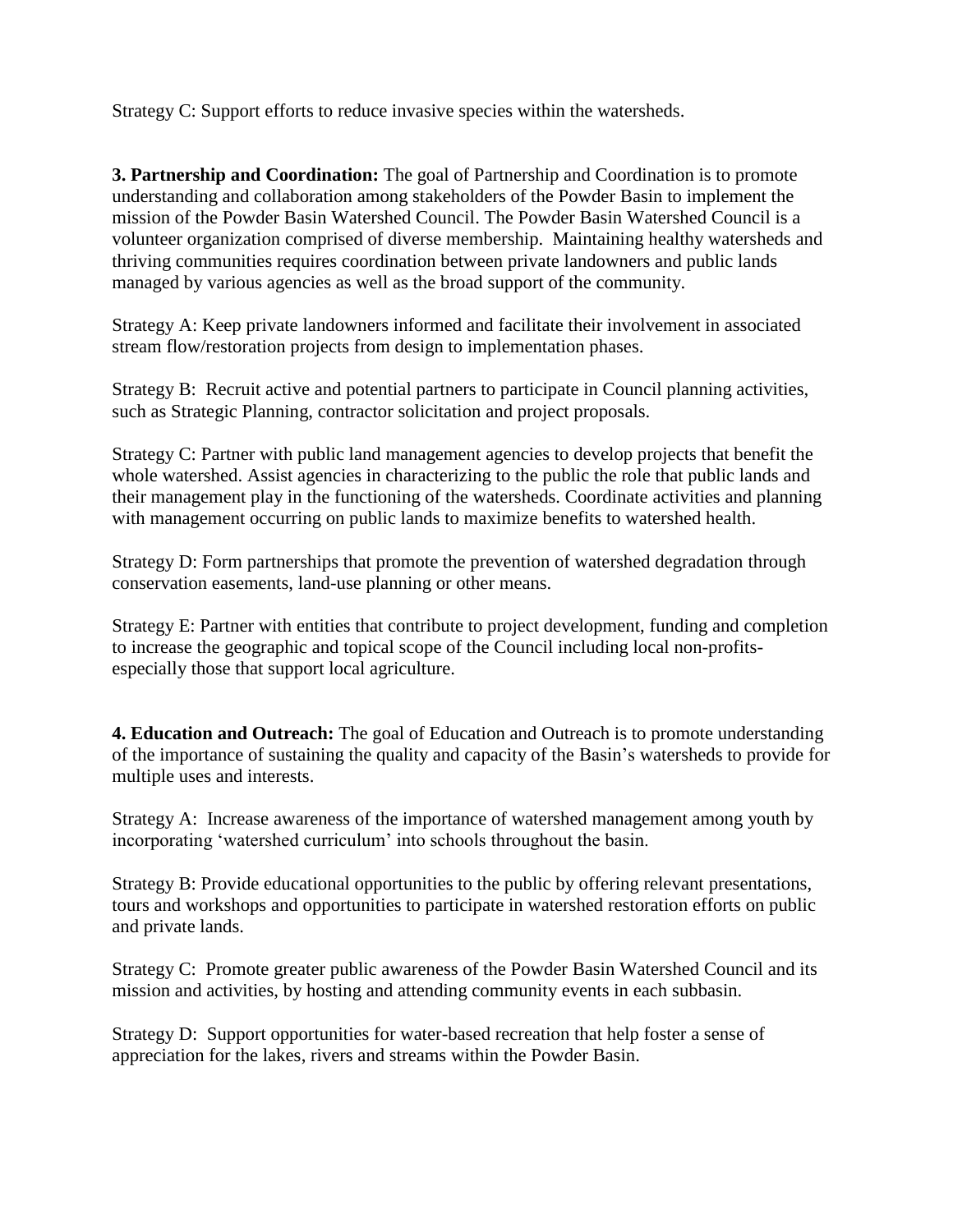Strategy C: Support efforts to reduce invasive species within the watersheds.

**3. Partnership and Coordination:** The goal of Partnership and Coordination is to promote understanding and collaboration among stakeholders of the Powder Basin to implement the mission of the Powder Basin Watershed Council. The Powder Basin Watershed Council is a volunteer organization comprised of diverse membership. Maintaining healthy watersheds and thriving communities requires coordination between private landowners and public lands managed by various agencies as well as the broad support of the community.

Strategy A: Keep private landowners informed and facilitate their involvement in associated stream flow/restoration projects from design to implementation phases.

Strategy B: Recruit active and potential partners to participate in Council planning activities, such as Strategic Planning, contractor solicitation and project proposals.

Strategy C: Partner with public land management agencies to develop projects that benefit the whole watershed. Assist agencies in characterizing to the public the role that public lands and their management play in the functioning of the watersheds. Coordinate activities and planning with management occurring on public lands to maximize benefits to watershed health.

Strategy D: Form partnerships that promote the prevention of watershed degradation through conservation easements, land-use planning or other means.

Strategy E: Partner with entities that contribute to project development, funding and completion to increase the geographic and topical scope of the Council including local non-profits-especially those that support local agriculture.

**4. Education and Outreach:** The goal of Education and Outreach is to promote understanding of the importance of sustaining the quality and capacity of the Basin's watersheds to provide for multiple uses and interests.

Strategy A: Increase awareness of the importance of watershed management among youth by incorporating 'watershed curriculum' into schools throughout the basin.

Strategy B: Provide educational opportunities to the public by offering relevant presentations, tours and workshops and opportunities to participate in watershed restoration efforts on public and private lands.

Strategy C: Promote greater public awareness of the Powder Basin Watershed Council and its mission and activities, by hosting and attending community events in each subbasin.

Strategy D: Support opportunities for water-based recreation that help foster a sense of appreciation for the lakes, rivers and streams within the Powder Basin.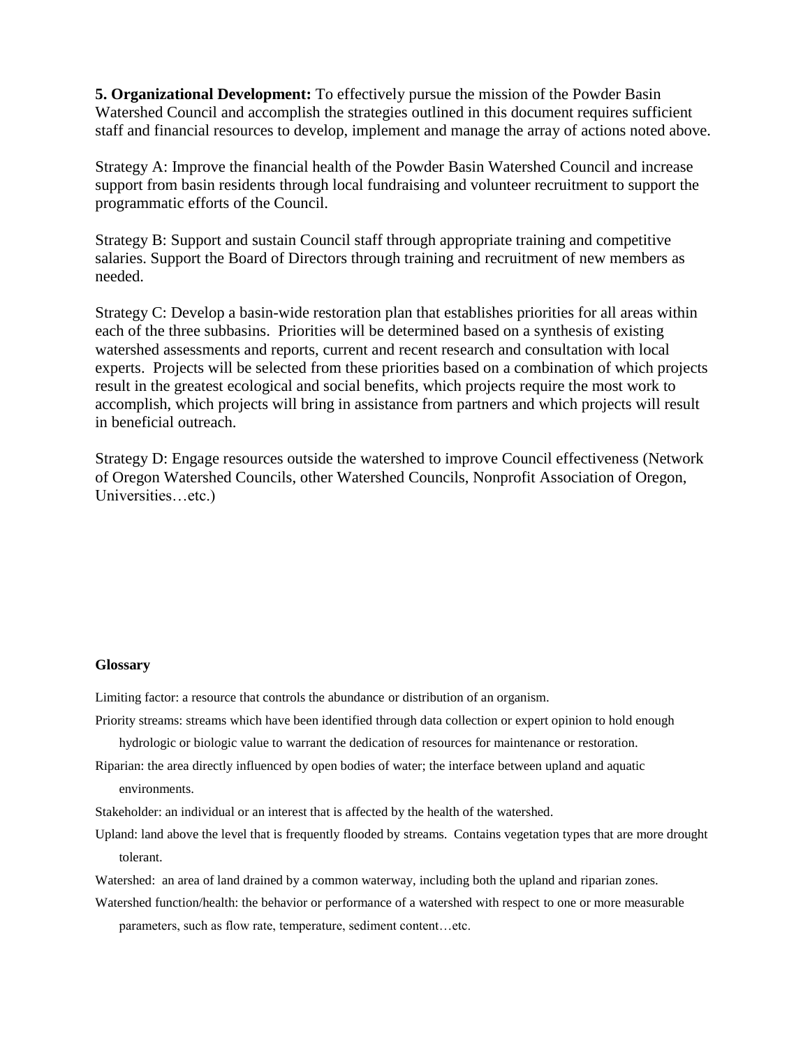**5. Organizational Development:** To effectively pursue the mission of the Powder Basin Watershed Council and accomplish the strategies outlined in this document requires sufficient staff and financial resources to develop, implement and manage the array of actions noted above.

Strategy A: Improve the financial health of the Powder Basin Watershed Council and increase support from basin residents through local fundraising and volunteer recruitment to support the programmatic efforts of the Council.

Strategy B: Support and sustain Council staff through appropriate training and competitive salaries. Support the Board of Directors through training and recruitment of new members as needed.

Strategy C: Develop a basin-wide restoration plan that establishes priorities for all areas within each of the three subbasins. Priorities will be determined based on a synthesis of existing watershed assessments and reports, current and recent research and consultation with local experts. Projects will be selected from these priorities based on a combination of which projects result in the greatest ecological and social benefits, which projects require the most work to accomplish, which projects will bring in assistance from partners and which projects will result in beneficial outreach.

Strategy D: Engage resources outside the watershed to improve Council effectiveness (Network of Oregon Watershed Councils, other Watershed Councils, Nonprofit Association of Oregon, Universities…etc.)

**Glossary**

Limiting factor: a resource that controls the abundance or distribution of an organism.

Priority streams: streams which have been identified through data collection or expert opinion to hold enough hydrologic or biologic value to warrant the dedication of resources for maintenance or restoration.

Riparian: the area directly influenced by open bodies of water; the interface between upland and aquatic environments.

Stakeholder: an individual or an interest that is affected by the health of the watershed.

Upland: land above the level that is frequently flooded by streams. Contains vegetation types that are more drought tolerant.

Watershed: an area of land drained by a common waterway, including both the upland and riparian zones.

Watershed function/health: the behavior or performance of a watershed with respect to one or more measurable parameters, such as flow rate, temperature, sediment content…etc.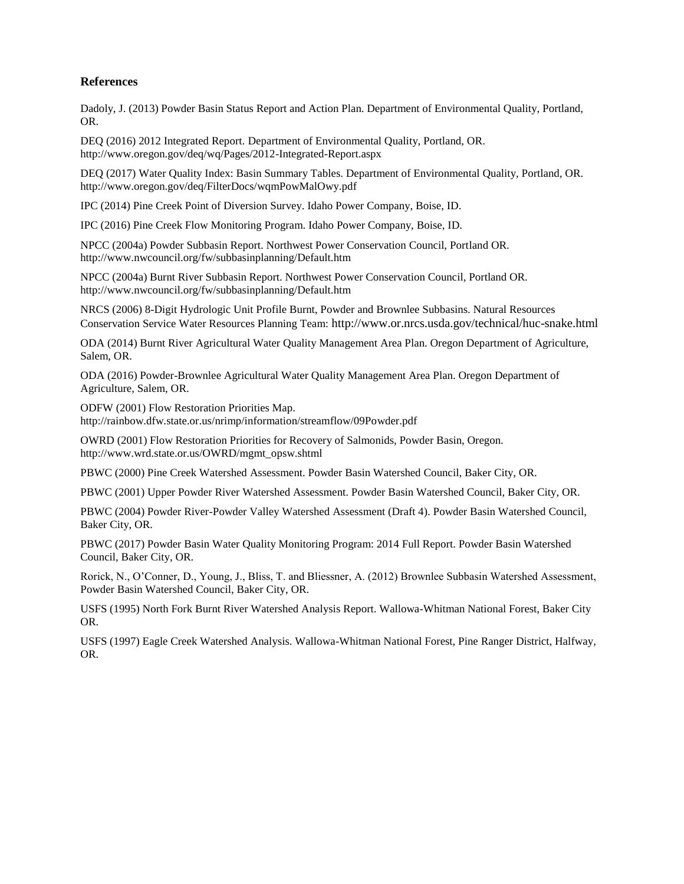### References

Dadoly, J. (2013) Powder Basin Status Report and Action Plan. Department of Environmental Quality, Portland, OR.

DEQ (2016) 2012 Integrated Report. Department of Environmental Quality, Portland, OR. http://www.oregon.gov/deq/wq/Pages/2012-Integrated-Report.aspx

DEQ (2017) Water Quality Index: Basin Summary Tables. Department of Environmental Quality, Portland, OR. http://www.oregon.gov/deq/FilterDocs/wqmPowMalOwy.pdf

IPC (2014) Pine Creek Point of Diversion Survey. Idaho Power Company, Boise, ID.

IPC (2016) Pine Creek Flow Monitoring Program. Idaho Power Company, Boise, ID.

NPCC (2004a) Powder Subbasin Report. Northwest Power Conservation Council, Portland OR. http://www.nwcouncil.org/fw/subbasinplanning/Default.htm

NPCC (2004a) Burnt River Subbasin Report. Northwest Power Conservation Council, Portland OR. http://www.nwcouncil.org/fw/subbasinplanning/Default.htm

NRCS (2006) 8-Digit Hydrologic Unit Profile Burnt, Powder and Brownlee Subbasins. Natural Resources Conservation Service Water Resources Planning Team: http://www.or.nrcs.usda.gov/technical/huc-snake.html

ODA (2014) Burnt River Agricultural Water Quality Management Area Plan. Oregon Department of Agriculture, Salem, OR.

ODA (2016) Powder-Brownlee Agricultural Water Quality Management Area Plan. Oregon Department of Agriculture, Salem, OR.

ODFW (2001) Flow Restoration Priorities Map. http://rainbow.dfw.state.or.us/nrimp/information/streamflow/09Powder.pdf

OWRD (2001) Flow Restoration Priorities for Recovery of Salmonids, Powder Basin, Oregon. http://www.wrd.state.or.us/OWRD/mgmt_opsw.shtml

PBWC (2000) Pine Creek Watershed Assessment. Powder Basin Watershed Council, Baker City, OR.

PBWC (2001) Upper Powder River Watershed Assessment. Powder Basin Watershed Council, Baker City, OR.

PBWC (2004) Powder River-Powder Valley Watershed Assessment (Draft 4). Powder Basin Watershed Council, Baker City, OR.

PBWC (2017) Powder Basin Water Quality Monitoring Program: 2014 Full Report. Powder Basin Watershed Council, Baker City, OR.

Rorick, N., O'Conner, D., Young, J., Bliss, T. and Bliessner, A. (2012) Brownlee Subbasin Watershed Assessment, Powder Basin Watershed Council, Baker City, OR.

USFS (1995) North Fork Burnt River Watershed Analysis Report. Wallowa-Whitman National Forest, Baker City OR.

USFS (1997) Eagle Creek Watershed Analysis. Wallowa-Whitman National Forest, Pine Ranger District, Halfway, OR.